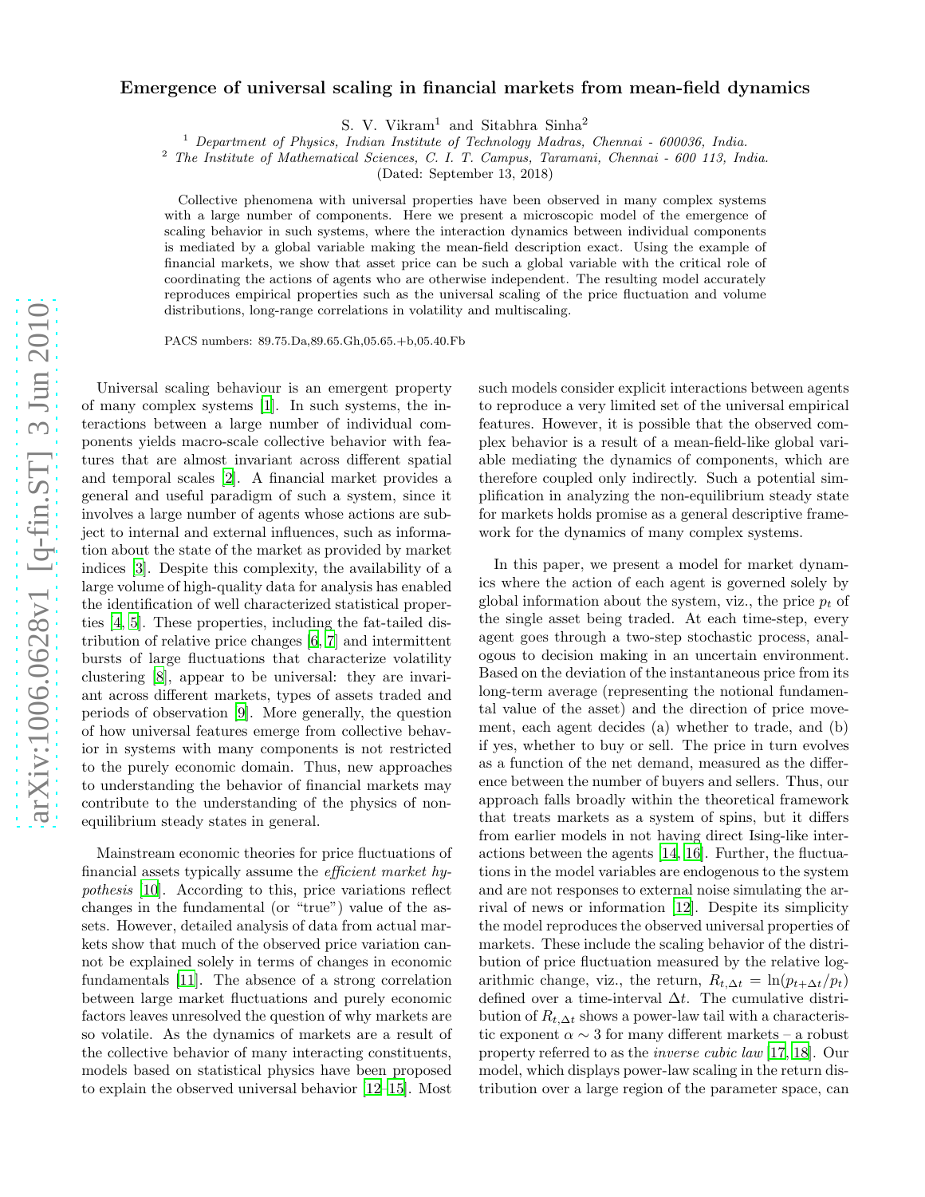# Emergence of universal scaling in financial markets from mean-field dynamics

S. V. Vikram[1] and Sitabhra Sinha[2]

[1] *Department of Physics, Indian Institute of Technology Madras, Chennai - 600036, India.*
[2] *The Institute of Mathematical Sciences, C. I. T. Campus, Taramani, Chennai - 600 113, India.*
(Dated: September 13, 2018)

Collective phenomena with universal properties have been observed in many complex systems with a large number of components. Here we present a microscopic model of the emergence of scaling behavior in such systems, where the interaction dynamics between individual components is mediated by a global variable making the mean-field description exact. Using the example of financial markets, we show that asset price can be such a global variable with the critical role of coordinating the actions of agents who are otherwise independent. The resulting model accurately reproduces empirical properties such as the universal scaling of the price fluctuation and volume distributions, long-range correlations in volatility and multiscaling.

PACS numbers: 89.75.Da,89.65.Gh,05.65.+b,05.40.Fb

Universal scaling behaviour is an emergent property of many complex systems [1]. In such systems, the interactions between a large number of individual components yields macro-scale collective behavior with features that are almost invariant across different spatial and temporal scales [2]. A financial market provides a general and useful paradigm of such a system, since it involves a large number of agents whose actions are subject to internal and external influences, such as information about the state of the market as provided by market indices [3]. Despite this complexity, the availability of a large volume of high-quality data for analysis has enabled the identification of well characterized statistical properties [4, 5]. These properties, including the fat-tailed distribution of relative price changes [6, 7] and intermittent bursts of large fluctuations that characterize volatility clustering [8], appear to be universal: they are invariant across different markets, types of assets traded and periods of observation [9]. More generally, the question of how universal features emerge from collective behavior in systems with many components is not restricted to the purely economic domain. Thus, new approaches to understanding the behavior of financial markets may contribute to the understanding of the physics of non-equilibrium steady states in general.

Mainstream economic theories for price fluctuations of financial assets typically assume the *efficient market hypothesis* [10]. According to this, price variations reflect changes in the fundamental (or "true") value of the assets. However, detailed analysis of data from actual markets show that much of the observed price variation cannot be explained solely in terms of changes in economic fundamentals [11]. The absence of a strong correlation between large market fluctuations and purely economic factors leaves unresolved the question of why markets are so volatile. As the dynamics of markets are a result of the collective behavior of many interacting constituents, models based on statistical physics have been proposed to explain the observed universal behavior [12–15]. Most such models consider explicit interactions between agents to reproduce a very limited set of the universal empirical features. However, it is possible that the observed complex behavior is a result of a mean-field-like global variable mediating the dynamics of components, which are therefore coupled only indirectly. Such a potential simplification in analyzing the non-equilibrium steady state for markets holds promise as a general descriptive framework for the dynamics of many complex systems.

In this paper, we present a model for market dynamics where the action of each agent is governed solely by global information about the system, viz., the price $p_t$ of the single asset being traded. At each time-step, every agent goes through a two-step stochastic process, analogous to decision making in an uncertain environment. Based on the deviation of the instantaneous price from its long-term average (representing the notional fundamental value of the asset) and the direction of price movement, each agent decides (a) whether to trade, and (b) if yes, whether to buy or sell. The price in turn evolves as a function of the net demand, measured as the difference between the number of buyers and sellers. Thus, our approach falls broadly within the theoretical framework that treats markets as a system of spins, but it differs from earlier models in not having direct Ising-like interactions between the agents [14, 16]. Further, the fluctuations in the model variables are endogenous to the system and are not responses to external noise simulating the arrival of news or information [12]. Despite its simplicity the model reproduces the observed universal properties of markets. These include the scaling behavior of the distribution of price fluctuation measured by the relative logarithmic change, viz., the return, $R_{t,\Delta t} = \ln(p_{t+\Delta t}/p_t)$ defined over a time-interval $\Delta t$. The cumulative distribution of $R_{t,\Delta t}$ shows a power-law tail with a characteristic exponent $\alpha \sim 3$ for many different markets – a robust property referred to as the *inverse cubic law* [17, 18]. Our model, which displays power-law scaling in the return distribution over a large region of the parameter space, can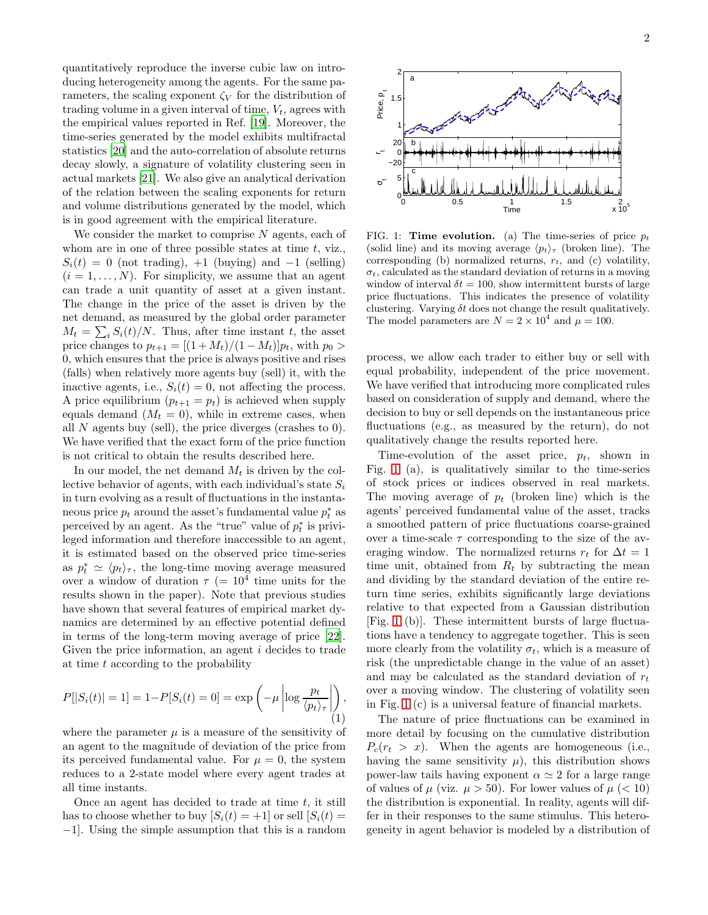quantitatively reproduce the inverse cubic law on introducing heterogeneity among the agents. For the same parameters, the scaling exponent $\zeta_V$ for the distribution of trading volume in a given interval of time, $V_t$, agrees with the empirical values reported in Ref. [19]. Moreover, the time-series generated by the model exhibits multifractal statistics [20] and the auto-correlation of absolute returns decay slowly, a signature of volatility clustering seen in actual markets [21]. We also give an analytical derivation of the relation between the scaling exponents for return and volume distributions generated by the model, which is in good agreement with the empirical literature.

We consider the market to comprise $N$ agents, each of whom are in one of three possible states at time $t$, viz., $S_i(t) = 0$ (not trading), $+1$ (buying) and $-1$ (selling) $(i = 1, \ldots, N)$. For simplicity, we assume that an agent can trade a unit quantity of asset at a given instant. The change in the price of the asset is driven by the net demand, as measured by the global order parameter $M_t = \sum_i S_i(t)/N$. Thus, after time instant $t$, the asset price changes to $p_{t+1} = [(1+M_t)/(1-M_t)]p_t$, with $p_0 > 0$, which ensures that the price is always positive and rises (falls) when relatively more agents buy (sell) it, with the inactive agents, i.e., $S_i(t) = 0$, not affecting the process. A price equilibrium ($p_{t+1} = p_t$) is achieved when supply equals demand ($M_t = 0$), while in extreme cases, when all $N$ agents buy (sell), the price diverges (crashes to 0). We have verified that the exact form of the price function is not critical to obtain the results described here.

In our model, the net demand $M_t$ is driven by the collective behavior of agents, with each individual's state $S_i$ in turn evolving as a result of fluctuations in the instantaneous price $p_t$ around the asset's fundamental value $p_t^*$ as perceived by an agent. As the "true" value of $p_t^*$ is privileged information and therefore inaccessible to an agent, it is estimated based on the observed price time-series as $p_t^* \simeq \langle p_t \rangle_\tau$, the long-time moving average measured over a window of duration $\tau$ ($= 10^4$ time units for the results shown in the paper). Note that previous studies have shown that several features of empirical market dynamics are determined by an effective potential defined in terms of the long-term moving average of price [22]. Given the price information, an agent $i$ decides to trade at time $t$ according to the probability

$$P[|S_i(t)| = 1] = 1 - P[S_i(t) = 0] = \exp\left(-\mu \left| \log \frac{p_t}{\langle p_t \rangle_\tau} \right| \right), \tag{1}$$

where the parameter $\mu$ is a measure of the sensitivity of an agent to the magnitude of deviation of the price from its perceived fundamental value. For $\mu = 0$, the system reduces to a 2-state model where every agent trades at all time instants.

Once an agent has decided to trade at time $t$, it still has to choose whether to buy [$S_i(t) = +1$] or sell [$S_i(t) = -1$]. Using the simple assumption that this is a random process, we allow each trader to either buy or sell with equal probability, independent of the price movement. We have verified that introducing more complicated rules based on consideration of supply and demand, where the decision to buy or sell depends on the instantaneous price fluctuations (e.g., as measured by the return), do not qualitatively change the results reported here.

FIG. 1: **Time evolution.** (a) The time-series of price $p_t$ (solid line) and its moving average $\langle p_t \rangle_\tau$ (broken line). The corresponding (b) normalized returns, $r_t$, and (c) volatility, $\sigma_t$, calculated as the standard deviation of returns in a moving window of interval $\delta t = 100$, show intermittent bursts of large price fluctuations. This indicates the presence of volatility clustering. Varying $\delta t$ does not change the result qualitatively. The model parameters are $N = 2 \times 10^4$ and $\mu = 100$.

Time-evolution of the asset price, $p_t$, shown in Fig. 1 (a), is qualitatively similar to the time-series of stock prices or indices observed in real markets. The moving average of $p_t$ (broken line) which is the agents' perceived fundamental value of the asset, tracks a smoothed pattern of price fluctuations coarse-grained over a time-scale $\tau$ corresponding to the size of the averaging window. The normalized returns $r_t$ for $\Delta t = 1$ time unit, obtained from $R_t$ by subtracting the mean and dividing by the standard deviation of the entire return time series, exhibits significantly large deviations relative to that expected from a Gaussian distribution [Fig. 1 (b)]. These intermittent bursts of large fluctuations have a tendency to aggregate together. This is seen more clearly from the volatility $\sigma_t$, which is a measure of risk (the unpredictable change in the value of an asset) and may be calculated as the standard deviation of $r_t$ over a moving window. The clustering of volatility seen in Fig. 1 (c) is a universal feature of financial markets.

The nature of price fluctuations can be examined in more detail by focusing on the cumulative distribution $P_c(r_t > x)$. When the agents are homogeneous (i.e., having the same sensitivity $\mu$), this distribution shows power-law tails having exponent $\alpha \simeq 2$ for a large range of values of $\mu$ (viz. $\mu > 50$). For lower values of $\mu$ ($< 10$) the distribution is exponential. In reality, agents will differ in their responses to the same stimulus. This heterogeneity in agent behavior is modeled by a distribution of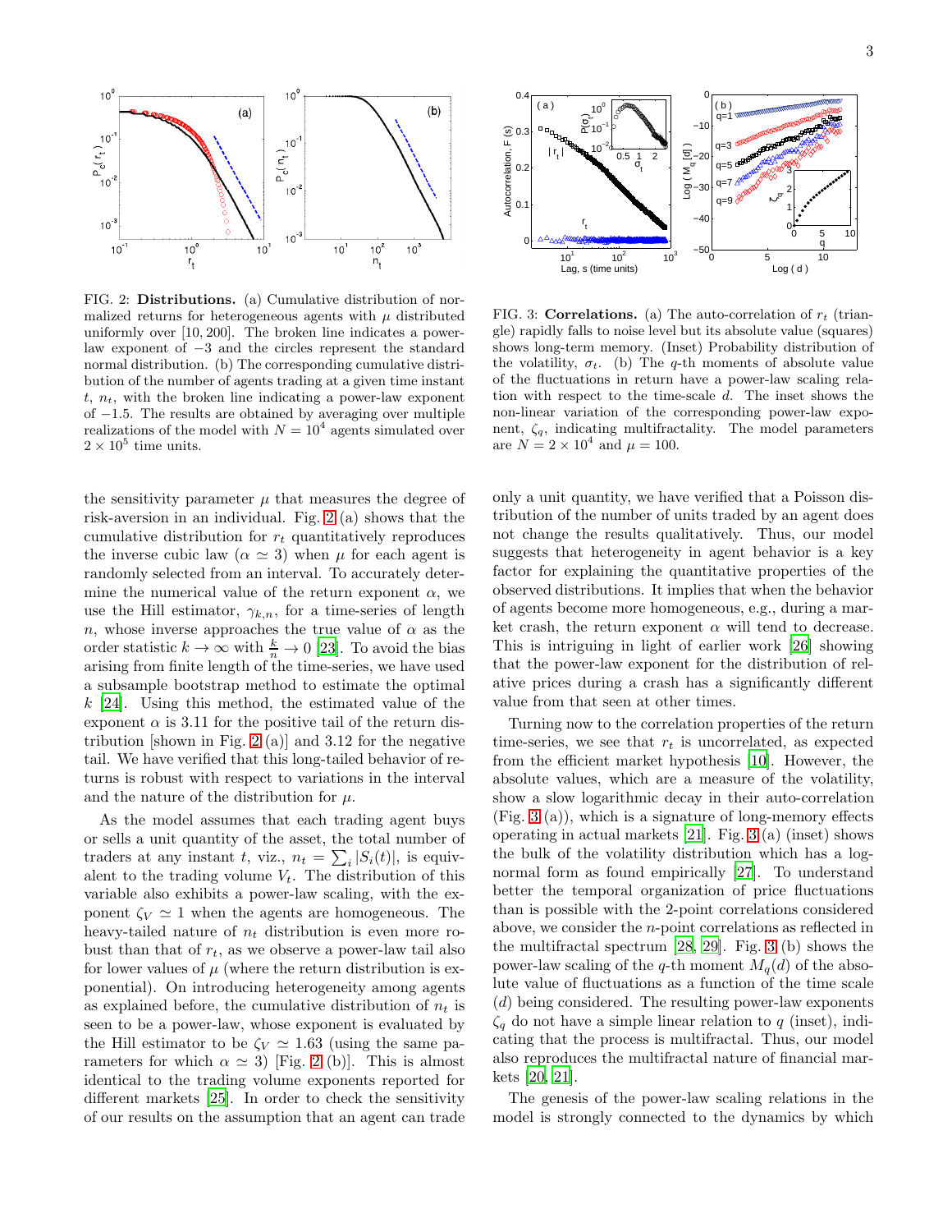FIG. 2: **Distributions.** (a) Cumulative distribution of normalized returns for heterogeneous agents with $\mu$ distributed uniformly over [10, 200]. The broken line indicates a power-law exponent of $-3$ and the circles represent the standard normal distribution. (b) The corresponding cumulative distribution of the number of agents trading at a given time instant $t$, $n_t$, with the broken line indicating a power-law exponent of $-1.5$. The results are obtained by averaging over multiple realizations of the model with $N = 10^4$ agents simulated over $2 \times 10^5$ time units.

FIG. 3: **Correlations.** (a) The auto-correlation of $r_t$ (triangle) rapidly falls to noise level but its absolute value (squares) shows long-term memory. (Inset) Probability distribution of the volatility, $\sigma_t$. (b) The $q$-th moments of absolute value of the fluctuations in return have a power-law scaling relation with respect to the time-scale $d$. The inset shows the non-linear variation of the corresponding power-law exponent, $\zeta_q$, indicating multifractality. The model parameters are $N = 2 \times 10^4$ and $\mu = 100$.

the sensitivity parameter $\mu$ that measures the degree of risk-aversion in an individual. Fig. 2 (a) shows that the cumulative distribution for $r_t$ quantitatively reproduces the inverse cubic law ($\alpha \simeq 3$) when $\mu$ for each agent is randomly selected from an interval. To accurately determine the numerical value of the return exponent $\alpha$, we use the Hill estimator, $\gamma_{k,n}$, for a time-series of length $n$, whose inverse approaches the true value of $\alpha$ as the order statistic $k \to \infty$ with $\frac{k}{n} \to 0$ [23]. To avoid the bias arising from finite length of the time-series, we have used a subsample bootstrap method to estimate the optimal $k$ [24]. Using this method, the estimated value of the exponent $\alpha$ is 3.11 for the positive tail of the return distribution [shown in Fig. 2 (a)] and 3.12 for the negative tail. We have verified that this long-tailed behavior of returns is robust with respect to variations in the interval and the nature of the distribution for $\mu$.

As the model assumes that each trading agent buys or sells a unit quantity of the asset, the total number of traders at any instant $t$, viz., $n_t = \sum_i |S_i(t)|$, is equivalent to the trading volume $V_t$. The distribution of this variable also exhibits a power-law scaling, with the exponent $\zeta_V \simeq 1$ when the agents are homogeneous. The heavy-tailed nature of $n_t$ distribution is even more robust than that of $r_t$, as we observe a power-law tail also for lower values of $\mu$ (where the return distribution is exponential). On introducing heterogeneity among agents as explained before, the cumulative distribution of $n_t$ is seen to be a power-law, whose exponent is evaluated by the Hill estimator to be $\zeta_V \simeq 1.63$ (using the same parameters for which $\alpha \simeq 3$) [Fig. 2 (b)]. This is almost identical to the trading volume exponents reported for different markets [25]. In order to check the sensitivity of our results on the assumption that an agent can trade only a unit quantity, we have verified that a Poisson distribution of the number of units traded by an agent does not change the results qualitatively. Thus, our model suggests that heterogeneity in agent behavior is a key factor for explaining the quantitative properties of the observed distributions. It implies that when the behavior of agents become more homogeneous, e.g., during a market crash, the return exponent $\alpha$ will tend to decrease. This is intriguing in light of earlier work [26] showing that the power-law exponent for the distribution of relative prices during a crash has a significantly different value from that seen at other times.

Turning now to the correlation properties of the return time-series, we see that $r_t$ is uncorrelated, as expected from the efficient market hypothesis [10]. However, the absolute values, which are a measure of the volatility, show a slow logarithmic decay in their auto-correlation (Fig. 3 (a)), which is a signature of long-memory effects operating in actual markets [21]. Fig. 3 (a) (inset) shows the bulk of the volatility distribution which has a log-normal form as found empirically [27]. To understand better the temporal organization of price fluctuations than is possible with the 2-point correlations considered above, we consider the $n$-point correlations as reflected in the multifractal spectrum [28, 29]. Fig. 3 (b) shows the power-law scaling of the $q$-th moment $M_q(d)$ of the absolute value of fluctuations as a function of the time scale ($d$) being considered. The resulting power-law exponents $\zeta_q$ do not have a simple linear relation to $q$ (inset), indicating that the process is multifractal. Thus, our model also reproduces the multifractal nature of financial markets [20, 21].

The genesis of the power-law scaling relations in the model is strongly connected to the dynamics by which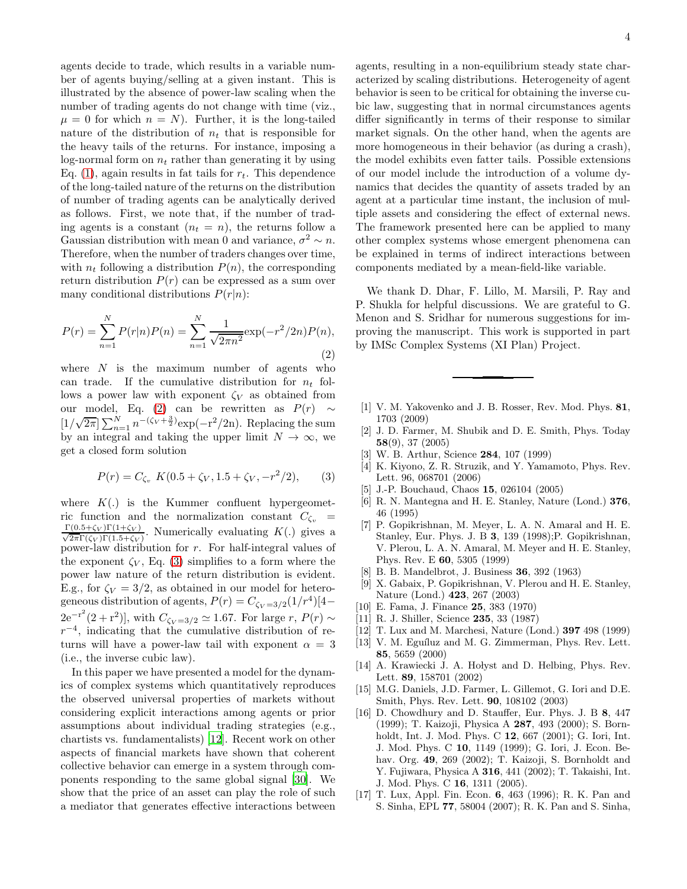agents decide to trade, which results in a variable number of agents buying/selling at a given instant. This is illustrated by the absence of power-law scaling when the number of trading agents do not change with time (viz., $\mu = 0$ for which $n = N$). Further, it is the long-tailed nature of the distribution of $n_t$ that is responsible for the heavy tails of the returns. For instance, imposing a log-normal form on $n_t$ rather than generating it by using Eq. (1), again results in fat tails for $r_t$. This dependence of the long-tailed nature of the returns on the distribution of number of trading agents can be analytically derived as follows. First, we note that, if the number of trading agents is a constant ($n_t = n$), the returns follow a Gaussian distribution with mean 0 and variance, $\sigma^2 \sim n$. Therefore, when the number of traders changes over time, with $n_t$ following a distribution $P(n)$, the corresponding return distribution $P(r)$ can be expressed as a sum over many conditional distributions $P(r|n)$:

$$P(r) = \sum_{n=1}^{N} P(r|n)P(n) = \sum_{n=1}^{N} \frac{1}{\sqrt{2\pi n^2}} \exp(-r^2/2n) P(n), \tag{2}$$

where $N$ is the maximum number of agents who can trade. If the cumulative distribution for $n_t$ follows a power law with exponent $\zeta_V$ as obtained from our model, Eq. (2) can be rewritten as $P(r) \sim [1/\sqrt{2\pi}] \sum_{n=1}^{N} n^{-(\zeta_V + \frac{3}{2})} \exp(-r^2/2n)$. Replacing the sum by an integral and taking the upper limit $N \to \infty$, we get a closed form solution

$$P(r) = C_{\zeta_v}\ K(0.5 + \zeta_V, 1.5 + \zeta_V, -r^2/2), \tag{3}$$

where $K(.)$ is the Kummer confluent hypergeometric function and the normalization constant $C_{\zeta_v} = \frac{\Gamma(0.5+\zeta_V)\Gamma(1+\zeta_V)}{\sqrt{2\pi}\Gamma(\zeta_V)\Gamma(1.5+\zeta_V)}$. Numerically evaluating $K(.)$ gives a power-law distribution for $r$. For half-integral values of the exponent $\zeta_V$, Eq. (3) simplifies to a form where the power law nature of the return distribution is evident. E.g., for $\zeta_V = 3/2$, as obtained in our model for heterogeneous distribution of agents, $P(r) = C_{\zeta_V=3/2}(1/r^4)[4 - 2e^{-r^2}(2 + r^2)]$, with $C_{\zeta_V=3/2} \simeq 1.67$. For large $r$, $P(r) \sim r^{-4}$, indicating that the cumulative distribution of returns will have a power-law tail with exponent $\alpha = 3$ (i.e., the inverse cubic law).

In this paper we have presented a model for the dynamics of complex systems which quantitatively reproduces the observed universal properties of markets without considering explicit interactions among agents or prior assumptions about individual trading strategies (e.g., chartists vs. fundamentalists) [12]. Recent work on other aspects of financial markets have shown that coherent collective behavior can emerge in a system through components responding to the same global signal [30]. We show that the price of an asset can play the role of such a mediator that generates effective interactions between agents, resulting in a non-equilibrium steady state characterized by scaling distributions. Heterogeneity of agent behavior is seen to be critical for obtaining the inverse cubic law, suggesting that in normal circumstances agents differ significantly in terms of their response to similar market signals. On the other hand, when the agents are more homogeneous in their behavior (as during a crash), the model exhibits even fatter tails. Possible extensions of our model include the introduction of a volume dynamics that decides the quantity of assets traded by an agent at a particular time instant, the inclusion of multiple assets and considering the effect of external news. The framework presented here can be applied to many other complex systems whose emergent phenomena can be explained in terms of indirect interactions between components mediated by a mean-field-like variable.

We thank D. Dhar, F. Lillo, M. Marsili, P. Ray and P. Shukla for helpful discussions. We are grateful to G. Menon and S. Sridhar for numerous suggestions for improving the manuscript. This work is supported in part by IMSc Complex Systems (XI Plan) Project.

---

[1] V. M. Yakovenko and J. B. Rosser, Rev. Mod. Phys. **81**, 1703 (2009)

[2] J. D. Farmer, M. Shubik and D. E. Smith, Phys. Today **58**(9), 37 (2005)

[3] W. B. Arthur, Science **284**, 107 (1999)

[4] K. Kiyono, Z. R. Struzik, and Y. Yamamoto, Phys. Rev. Lett. 96, 068701 (2006)

[5] J.-P. Bouchaud, Chaos **15**, 026104 (2005)

[6] R. N. Mantegna and H. E. Stanley, Nature (Lond.) **376**, 46 (1995)

[7] P. Gopikrishnan, M. Meyer, L. A. N. Amaral and H. E. Stanley, Eur. Phys. J. B **3**, 139 (1998);P. Gopikrishnan, V. Plerou, L. A. N. Amaral, M. Meyer and H. E. Stanley, Phys. Rev. E **60**, 5305 (1999)

[8] B. B. Mandelbrot, J. Business **36**, 392 (1963)

[9] X. Gabaix, P. Gopikrishnan, V. Plerou and H. E. Stanley, Nature (Lond.) **423**, 267 (2003)

[10] E. Fama, J. Finance **25**, 383 (1970)

[11] R. J. Shiller, Science **235**, 33 (1987)

[12] T. Lux and M. Marchesi, Nature (Lond.) **397** 498 (1999)

[13] V. M. Eguíluz and M. G. Zimmerman, Phys. Rev. Lett. **85**, 5659 (2000)

[14] A. Krawiecki J. A. Hołyst and D. Helbing, Phys. Rev. Lett. **89**, 158701 (2002)

[15] M.G. Daniels, J.D. Farmer, L. Gillemot, G. Iori and D.E. Smith, Phys. Rev. Lett. **90**, 108102 (2003)

[16] D. Chowdhury and D. Stauffer, Eur. Phys. J. B **8**, 447 (1999); T. Kaizoji, Physica A **287**, 493 (2000); S. Bornholdt, Int. J. Mod. Phys. C **12**, 667 (2001); G. Iori, Int. J. Mod. Phys. C **10**, 1149 (1999); G. Iori, J. Econ. Behav. Org. **49**, 269 (2002); T. Kaizoji, S. Bornholdt and Y. Fujiwara, Physica A **316**, 441 (2002); T. Takaishi, Int. J. Mod. Phys. C **16**, 1311 (2005).

[17] T. Lux, Appl. Fin. Econ. **6**, 463 (1996); R. K. Pan and S. Sinha, EPL **77**, 58004 (2007); R. K. Pan and S. Sinha,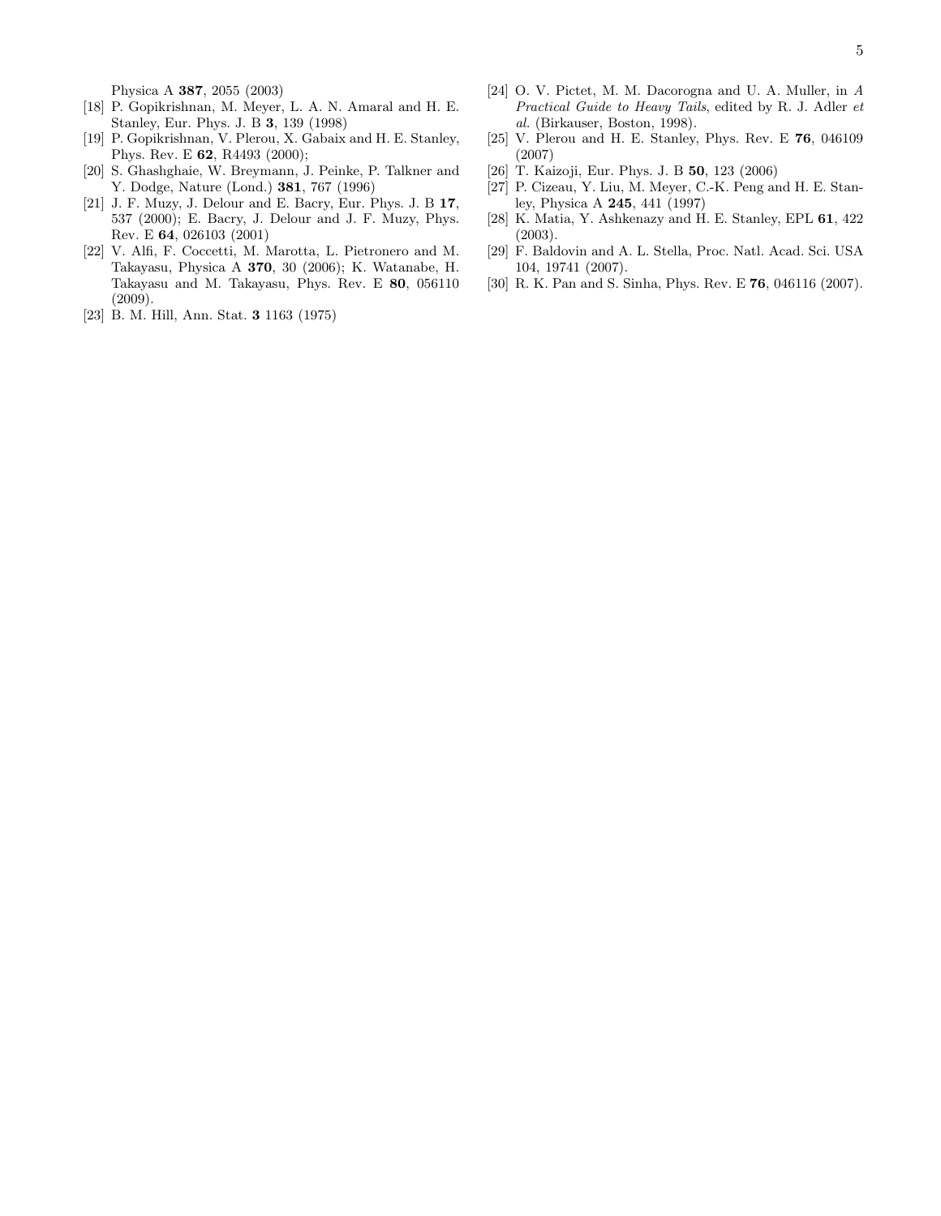Physica A **387**, 2055 (2003)

[18] P. Gopikrishnan, M. Meyer, L. A. N. Amaral and H. E. Stanley, Eur. Phys. J. B **3**, 139 (1998)

[19] P. Gopikrishnan, V. Plerou, X. Gabaix and H. E. Stanley, Phys. Rev. E **62**, R4493 (2000);

[20] S. Ghashghaie, W. Breymann, J. Peinke, P. Talkner and Y. Dodge, Nature (Lond.) **381**, 767 (1996)

[21] J. F. Muzy, J. Delour and E. Bacry, Eur. Phys. J. B **17**, 537 (2000); E. Bacry, J. Delour and J. F. Muzy, Phys. Rev. E **64**, 026103 (2001)

[22] V. Alfi, F. Coccetti, M. Marotta, L. Pietronero and M. Takayasu, Physica A **370**, 30 (2006); K. Watanabe, H. Takayasu and M. Takayasu, Phys. Rev. E **80**, 056110 (2009).

[23] B. M. Hill, Ann. Stat. **3** 1163 (1975)

[24] O. V. Pictet, M. M. Dacorogna and U. A. Muller, in *A Practical Guide to Heavy Tails*, edited by R. J. Adler *et al.* (Birkauser, Boston, 1998).

[25] V. Plerou and H. E. Stanley, Phys. Rev. E **76**, 046109 (2007)

[26] T. Kaizoji, Eur. Phys. J. B **50**, 123 (2006)

[27] P. Cizeau, Y. Liu, M. Meyer, C.-K. Peng and H. E. Stanley, Physica A **245**, 441 (1997)

[28] K. Matia, Y. Ashkenazy and H. E. Stanley, EPL **61**, 422 (2003).

[29] F. Baldovin and A. L. Stella, Proc. Natl. Acad. Sci. USA 104, 19741 (2007).

[30] R. K. Pan and S. Sinha, Phys. Rev. E **76**, 046116 (2007).